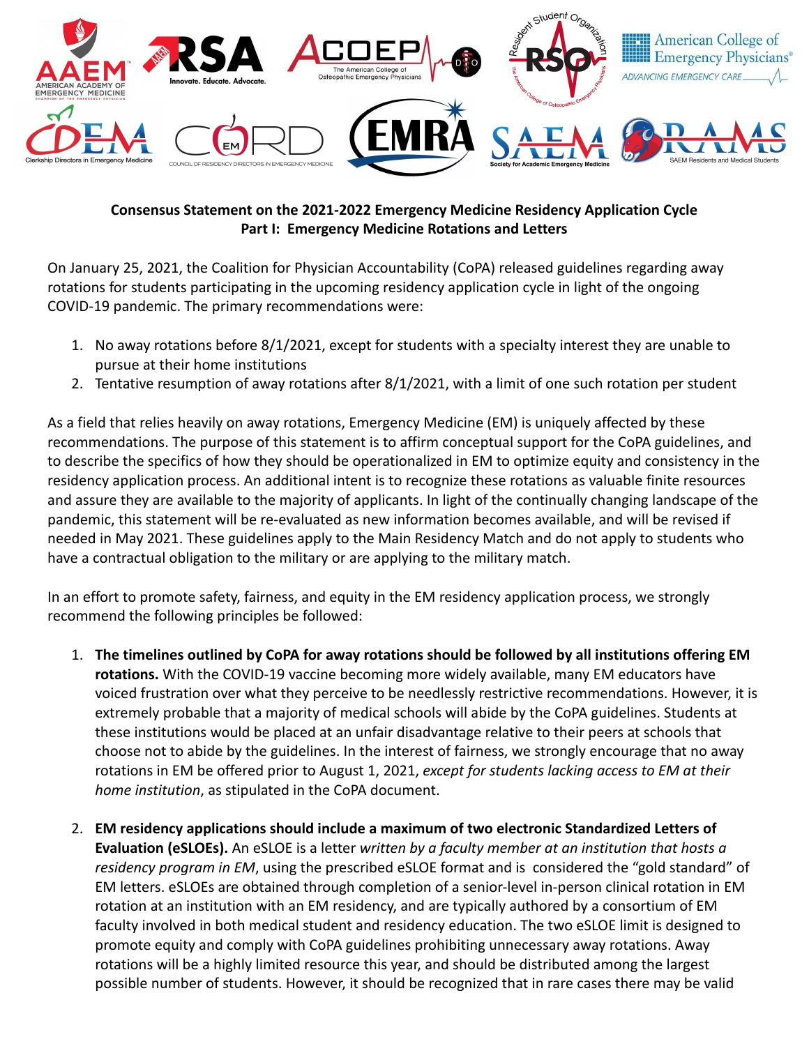**Consensus Statement on the 2021-2022 Emergency Medicine Residency Application Cycle**
**Part I: Emergency Medicine Rotations and Letters**

On January 25, 2021, the Coalition for Physician Accountability (CoPA) released guidelines regarding away rotations for students participating in the upcoming residency application cycle in light of the ongoing COVID-19 pandemic. The primary recommendations were:

1. No away rotations before 8/1/2021, except for students with a specialty interest they are unable to pursue at their home institutions
2. Tentative resumption of away rotations after 8/1/2021, with a limit of one such rotation per student

As a field that relies heavily on away rotations, Emergency Medicine (EM) is uniquely affected by these recommendations. The purpose of this statement is to affirm conceptual support for the CoPA guidelines, and to describe the specifics of how they should be operationalized in EM to optimize equity and consistency in the residency application process. An additional intent is to recognize these rotations as valuable finite resources and assure they are available to the majority of applicants. In light of the continually changing landscape of the pandemic, this statement will be re-evaluated as new information becomes available, and will be revised if needed in May 2021. These guidelines apply to the Main Residency Match and do not apply to students who have a contractual obligation to the military or are applying to the military match.

In an effort to promote safety, fairness, and equity in the EM residency application process, we strongly recommend the following principles be followed:

1. **The timelines outlined by CoPA for away rotations should be followed by all institutions offering EM rotations.** With the COVID-19 vaccine becoming more widely available, many EM educators have voiced frustration over what they perceive to be needlessly restrictive recommendations. However, it is extremely probable that a majority of medical schools will abide by the CoPA guidelines. Students at these institutions would be placed at an unfair disadvantage relative to their peers at schools that choose not to abide by the guidelines. In the interest of fairness, we strongly encourage that no away rotations in EM be offered prior to August 1, 2021, *except for students lacking access to EM at their home institution*, as stipulated in the CoPA document.

2. **EM residency applications should include a maximum of two electronic Standardized Letters of Evaluation (eSLOEs).** An eSLOE is a letter *written by a faculty member at an institution that hosts a residency program in EM*, using the prescribed eSLOE format and is considered the "gold standard" of EM letters. eSLOEs are obtained through completion of a senior-level in-person clinical rotation in EM rotation at an institution with an EM residency, and are typically authored by a consortium of EM faculty involved in both medical student and residency education. The two eSLOE limit is designed to promote equity and comply with CoPA guidelines prohibiting unnecessary away rotations. Away rotations will be a highly limited resource this year, and should be distributed among the largest possible number of students. However, it should be recognized that in rare cases there may be valid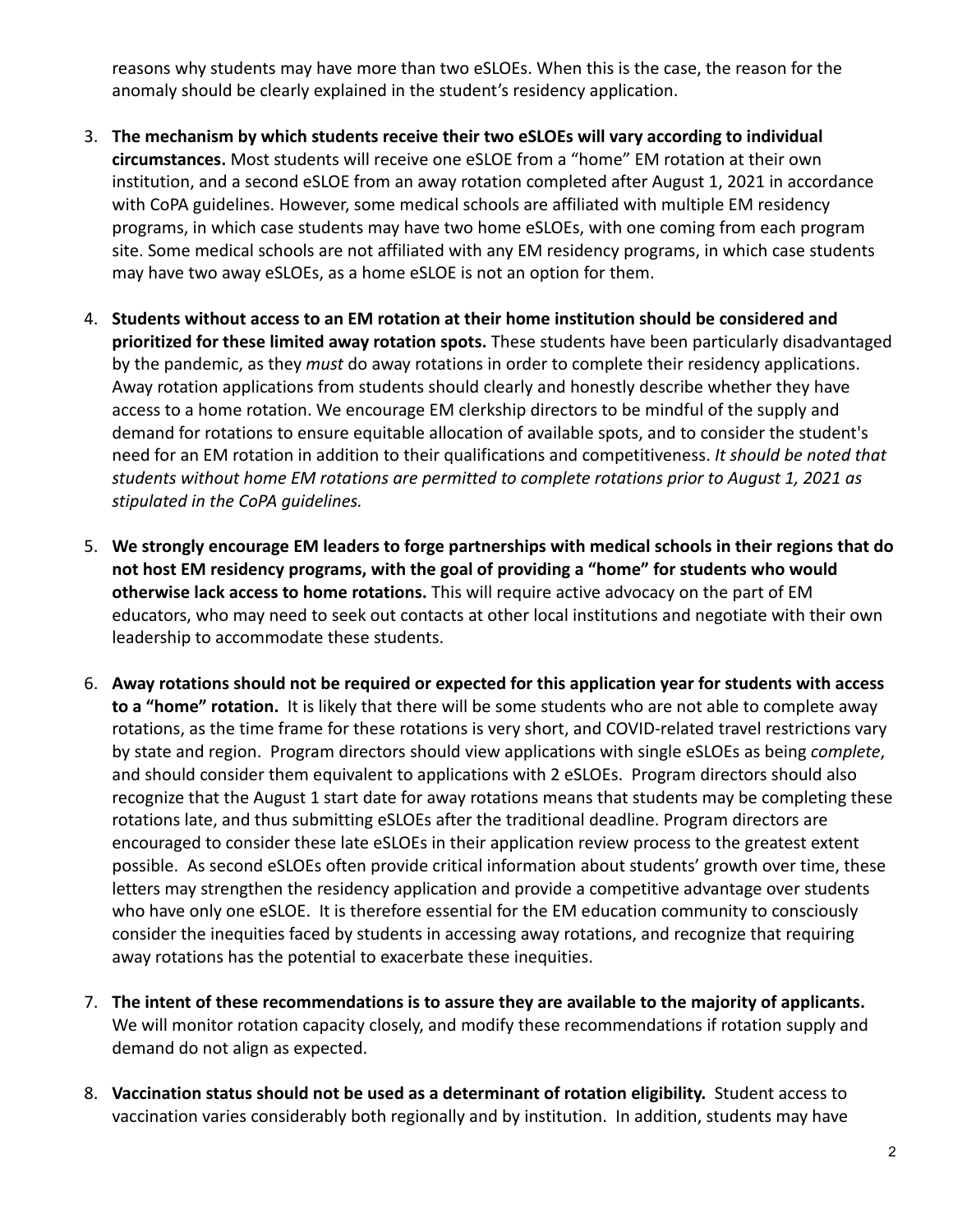reasons why students may have more than two eSLOEs. When this is the case, the reason for the anomaly should be clearly explained in the student's residency application.

3. **The mechanism by which students receive their two eSLOEs will vary according to individual circumstances.** Most students will receive one eSLOE from a "home" EM rotation at their own institution, and a second eSLOE from an away rotation completed after August 1, 2021 in accordance with CoPA guidelines. However, some medical schools are affiliated with multiple EM residency programs, in which case students may have two home eSLOEs, with one coming from each program site. Some medical schools are not affiliated with any EM residency programs, in which case students may have two away eSLOEs, as a home eSLOE is not an option for them.

4. **Students without access to an EM rotation at their home institution should be considered and prioritized for these limited away rotation spots.** These students have been particularly disadvantaged by the pandemic, as they *must* do away rotations in order to complete their residency applications. Away rotation applications from students should clearly and honestly describe whether they have access to a home rotation. We encourage EM clerkship directors to be mindful of the supply and demand for rotations to ensure equitable allocation of available spots, and to consider the student's need for an EM rotation in addition to their qualifications and competitiveness. *It should be noted that students without home EM rotations are permitted to complete rotations prior to August 1, 2021 as stipulated in the CoPA guidelines.*

5. **We strongly encourage EM leaders to forge partnerships with medical schools in their regions that do not host EM residency programs, with the goal of providing a "home" for students who would otherwise lack access to home rotations.** This will require active advocacy on the part of EM educators, who may need to seek out contacts at other local institutions and negotiate with their own leadership to accommodate these students.

6. **Away rotations should not be required or expected for this application year for students with access to a "home" rotation.** It is likely that there will be some students who are not able to complete away rotations, as the time frame for these rotations is very short, and COVID-related travel restrictions vary by state and region. Program directors should view applications with single eSLOEs as being *complete*, and should consider them equivalent to applications with 2 eSLOEs. Program directors should also recognize that the August 1 start date for away rotations means that students may be completing these rotations late, and thus submitting eSLOEs after the traditional deadline. Program directors are encouraged to consider these late eSLOEs in their application review process to the greatest extent possible. As second eSLOEs often provide critical information about students' growth over time, these letters may strengthen the residency application and provide a competitive advantage over students who have only one eSLOE. It is therefore essential for the EM education community to consciously consider the inequities faced by students in accessing away rotations, and recognize that requiring away rotations has the potential to exacerbate these inequities.

7. **The intent of these recommendations is to assure they are available to the majority of applicants.** We will monitor rotation capacity closely, and modify these recommendations if rotation supply and demand do not align as expected.

8. **Vaccination status should not be used as a determinant of rotation eligibility.** Student access to vaccination varies considerably both regionally and by institution. In addition, students may have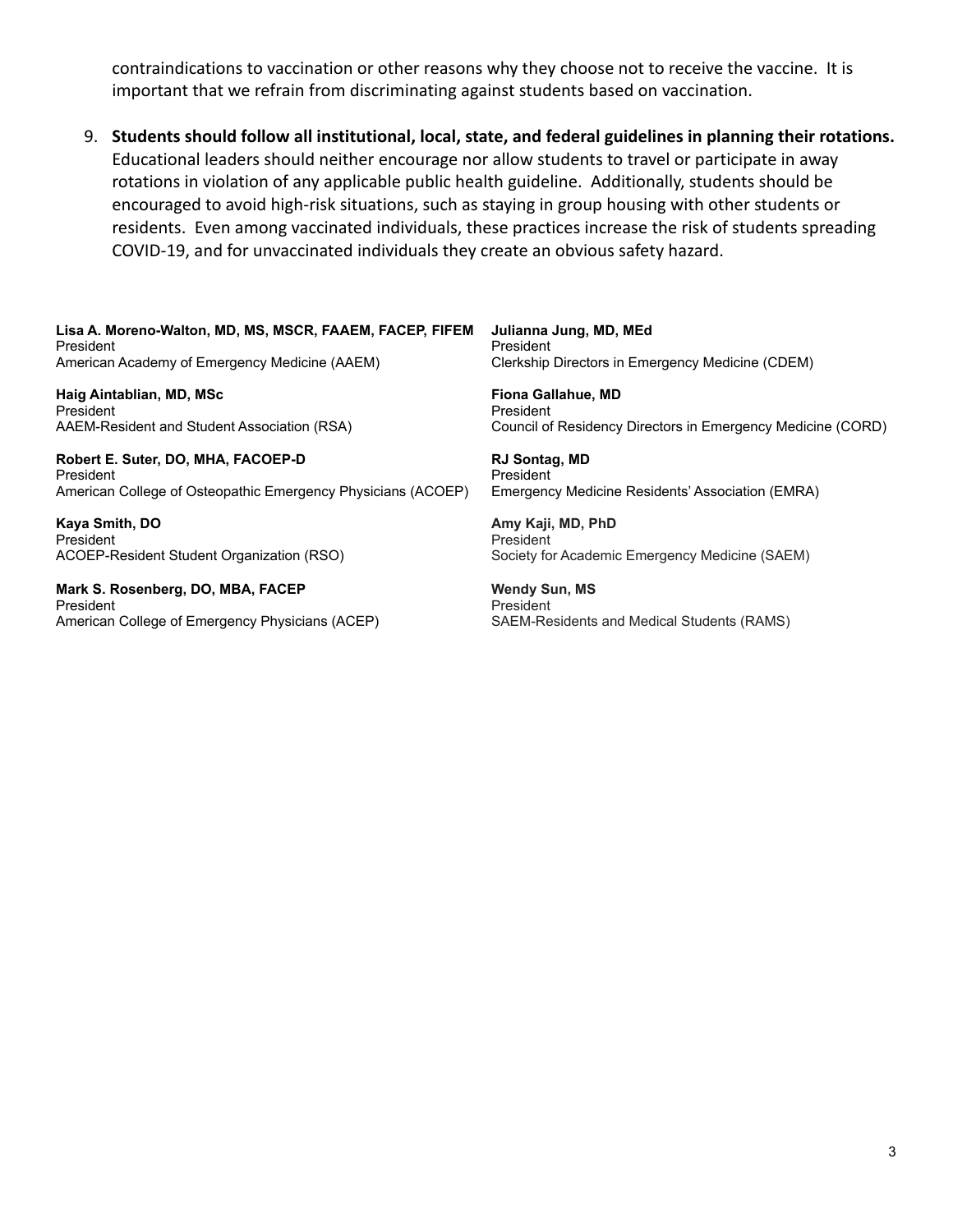contraindications to vaccination or other reasons why they choose not to receive the vaccine. It is important that we refrain from discriminating against students based on vaccination.

9. **Students should follow all institutional, local, state, and federal guidelines in planning their rotations.** Educational leaders should neither encourage nor allow students to travel or participate in away rotations in violation of any applicable public health guideline. Additionally, students should be encouraged to avoid high-risk situations, such as staying in group housing with other students or residents. Even among vaccinated individuals, these practices increase the risk of students spreading COVID-19, and for unvaccinated individuals they create an obvious safety hazard.

**Lisa A. Moreno-Walton, MD, MS, MSCR, FAAEM, FACEP, FIFEM**
President
American Academy of Emergency Medicine (AAEM)

**Haig Aintablian, MD, MSc**
President
AAEM-Resident and Student Association (RSA)

**Robert E. Suter, DO, MHA, FACOEP-D**
President
American College of Osteopathic Emergency Physicians (ACOEP)

**Kaya Smith, DO**
President
ACOEP-Resident Student Organization (RSO)

**Mark S. Rosenberg, DO, MBA, FACEP**
President
American College of Emergency Physicians (ACEP)

**Julianna Jung, MD, MEd**
President
Clerkship Directors in Emergency Medicine (CDEM)

**Fiona Gallahue, MD**
President
Council of Residency Directors in Emergency Medicine (CORD)

**RJ Sontag, MD**
President
Emergency Medicine Residents' Association (EMRA)

**Amy Kaji, MD, PhD**
President
Society for Academic Emergency Medicine (SAEM)

**Wendy Sun, MS**
President
SAEM-Residents and Medical Students (RAMS)